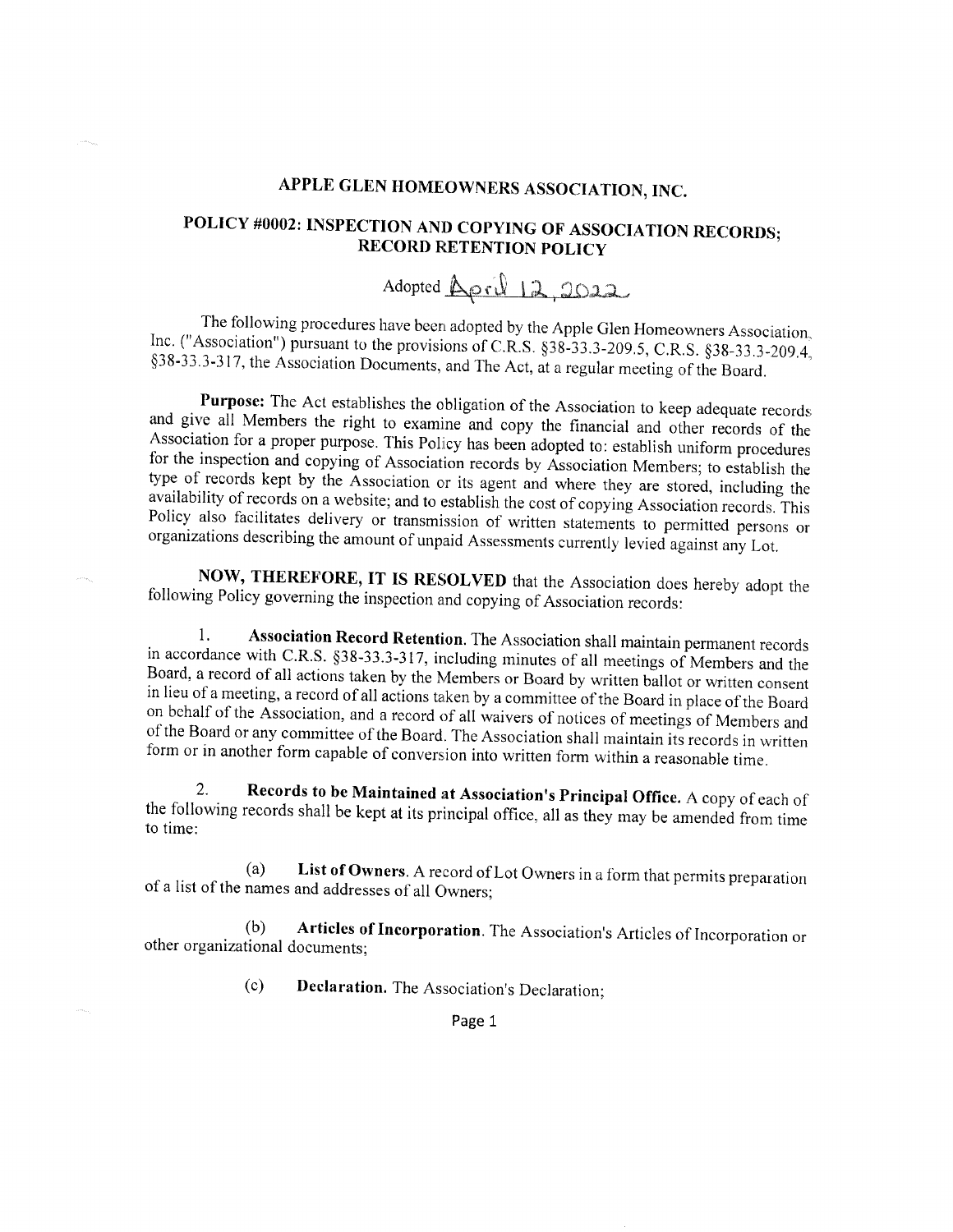# APPLE GLEN HOMEOWNERS ASSOCIATION, INC.

## POLICY #0002: INSPECTION AND COPYING OF ASSOCIATION RECORDS; RECORD RETENTION POLICY

Adopted April 12, 2022

The following procedures have been adopted by the Apple Glen Homeowners Association, Inc. ("Association") pursuant to the provisions of C.R.S. §38-33.3-209.5, C.R.S. §38-33.3-209.4, §38-33.3-317, the Association Documents, and The Act, at a regular meeting of the Board.

**Purpose:** The Act establishes the obligation of the Association to keep adequate records and give all Members the right to examine and copy the financial and other records of the Association for a proper purpose. This Policy has been adopted to: establish uniform procedures for the inspection and copying of Association records by Association Members; to establish the type of records kept by the Association or its agent and where they are stored, including the availability of records on a website; and to establish the cost of copying Association records. This Policy also facilitates delivery or transmission of written statements to permitted persons or organizations describing the amount of unpaid Assessments currently levied against any Lot.

**NOW, THEREFORE, IT IS RESOLVED** that the Association does hereby adopt the following Policy governing the inspection and copying of Association records:

1. **Association Record Retention.** The Association shall maintain permanent records in accordance with C.R.S. §38-33.3-317, including minutes of all meetings of Members and the Board, a record of all actions taken by the Members or Board by written ballot or written consent in lieu of a meeting, a record of all actions taken by a committee of the Board in place of the Board on behalf of the Association, and a record of all waivers of notices of meetings of Members and of the Board or any committee of the Board. The Association shall maintain its records in written form or in another form capable of conversion into written form within a reasonable time.

2. **Records to be Maintained at Association's Principal Office.** A copy of each of the following records shall be kept at its principal office, all as they may be amended from time to time:

   (a) **List of Owners.** A record of Lot Owners in a form that permits preparation of a list of the names and addresses of all Owners;

   (b) **Articles of Incorporation.** The Association's Articles of Incorporation or other organizational documents;

   (c) **Declaration.** The Association's Declaration;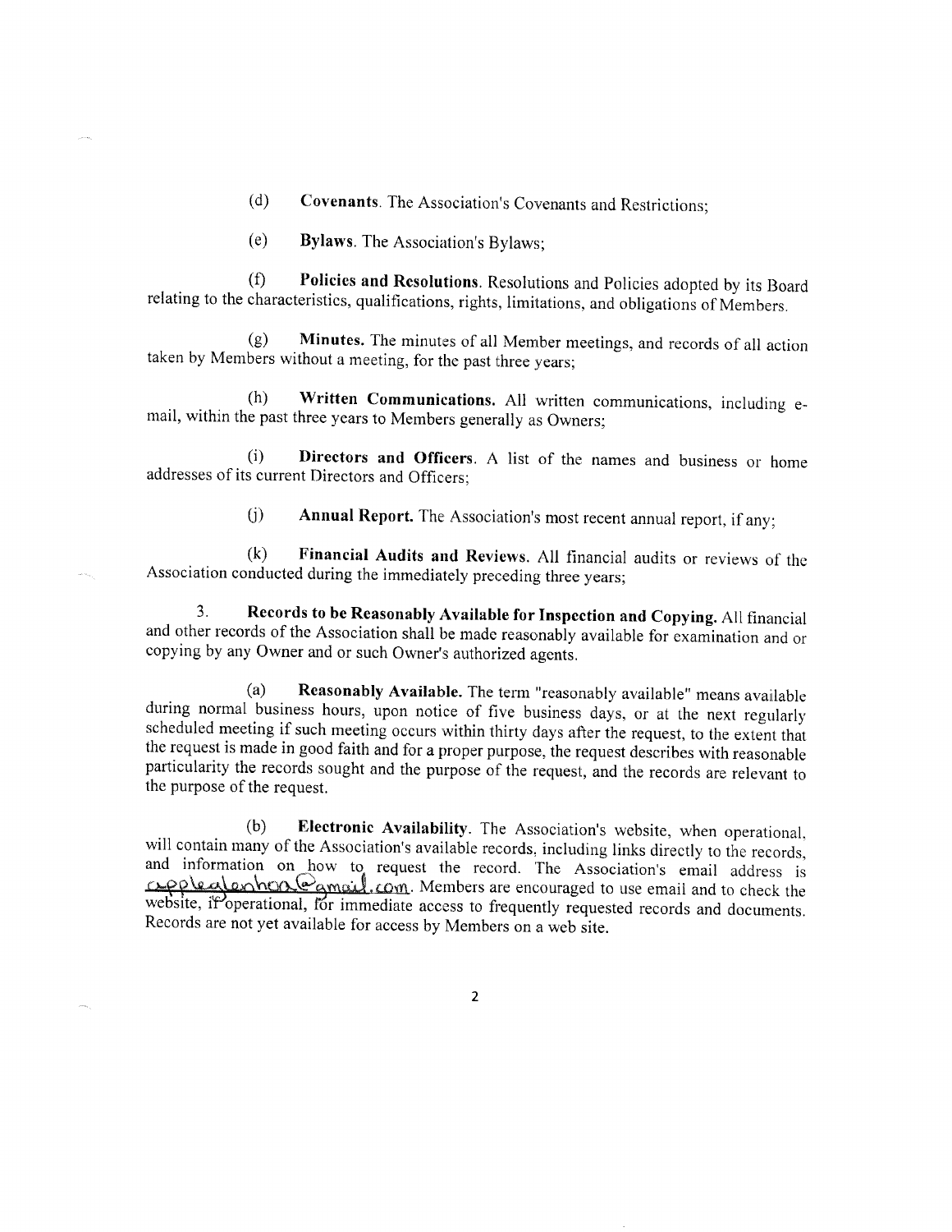(d) **Covenants**. The Association's Covenants and Restrictions;

(e) **Bylaws**. The Association's Bylaws;

(f) **Policies and Resolutions**. Resolutions and Policies adopted by its Board relating to the characteristics, qualifications, rights, limitations, and obligations of Members.

(g) **Minutes.** The minutes of all Member meetings, and records of all action taken by Members without a meeting, for the past three years;

(h) **Written Communications.** All written communications, including e-mail, within the past three years to Members generally as Owners;

(i) **Directors and Officers**. A list of the names and business or home addresses of its current Directors and Officers;

(j) **Annual Report.** The Association's most recent annual report, if any;

(k) **Financial Audits and Reviews.** All financial audits or reviews of the Association conducted during the immediately preceding three years;

3. **Records to be Reasonably Available for Inspection and Copying.** All financial and other records of the Association shall be made reasonably available for examination and or copying by any Owner and or such Owner's authorized agents.

(a) **Reasonably Available.** The term "reasonably available" means available during normal business hours, upon notice of five business days, or at the next regularly scheduled meeting if such meeting occurs within thirty days after the request, to the extent that the request is made in good faith and for a proper purpose, the request describes with reasonable particularity the records sought and the purpose of the request, and the records are relevant to the purpose of the request.

(b) **Electronic Availability**. The Association's website, when operational, will contain many of the Association's available records, including links directly to the records, and information on how to request the record. The Association's email address is appleglenhoa@gmail.com. Members are encouraged to use email and to check the website, if operational, for immediate access to frequently requested records and documents. Records are not yet available for access by Members on a web site.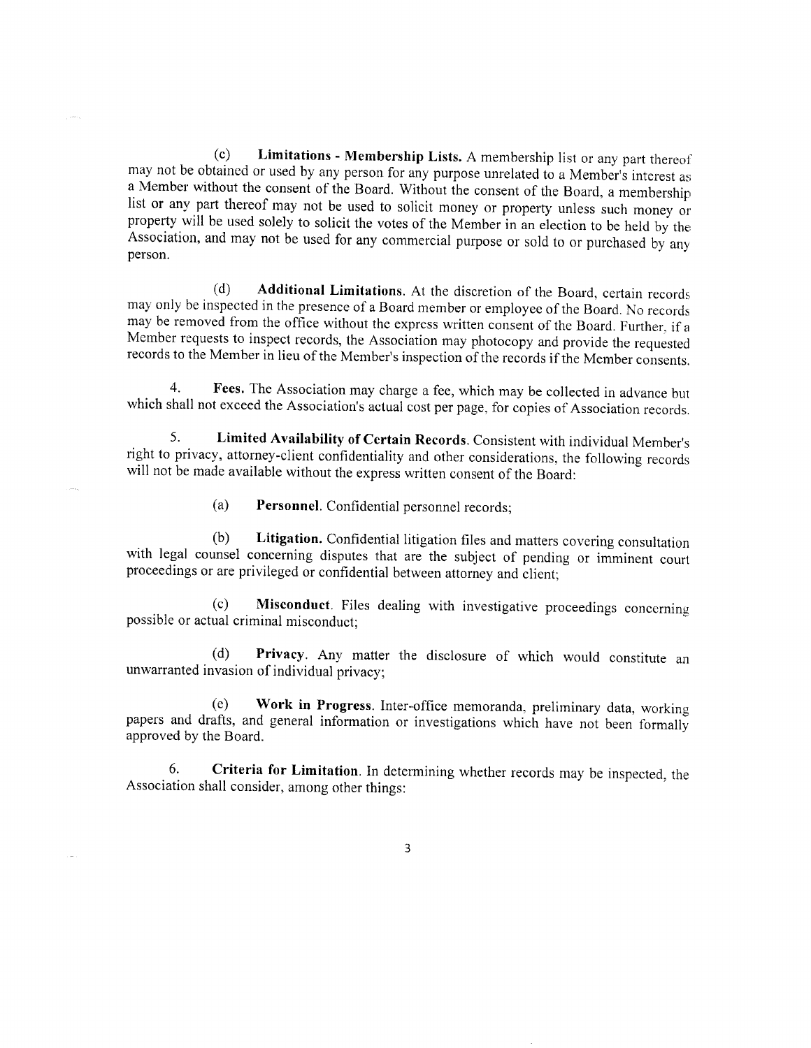(c) **Limitations - Membership Lists.** A membership list or any part thereof may not be obtained or used by any person for any purpose unrelated to a Member's interest as a Member without the consent of the Board. Without the consent of the Board, a membership list or any part thereof may not be used to solicit money or property unless such money or property will be used solely to solicit the votes of the Member in an election to be held by the Association, and may not be used for any commercial purpose or sold to or purchased by any person.

(d) **Additional Limitations.** At the discretion of the Board, certain records may only be inspected in the presence of a Board member or employee of the Board. No records may be removed from the office without the express written consent of the Board. Further, if a Member requests to inspect records, the Association may photocopy and provide the requested records to the Member in lieu of the Member's inspection of the records if the Member consents.

4. **Fees.** The Association may charge a fee, which may be collected in advance but which shall not exceed the Association's actual cost per page, for copies of Association records.

5. **Limited Availability of Certain Records.** Consistent with individual Member's right to privacy, attorney-client confidentiality and other considerations, the following records will not be made available without the express written consent of the Board:

(a) **Personnel.** Confidential personnel records;

(b) **Litigation.** Confidential litigation files and matters covering consultation with legal counsel concerning disputes that are the subject of pending or imminent court proceedings or are privileged or confidential between attorney and client;

(c) **Misconduct.** Files dealing with investigative proceedings concerning possible or actual criminal misconduct;

(d) **Privacy.** Any matter the disclosure of which would constitute an unwarranted invasion of individual privacy;

(e) **Work in Progress.** Inter-office memoranda, preliminary data, working papers and drafts, and general information or investigations which have not been formally approved by the Board.

6. **Criteria for Limitation.** In determining whether records may be inspected, the Association shall consider, among other things: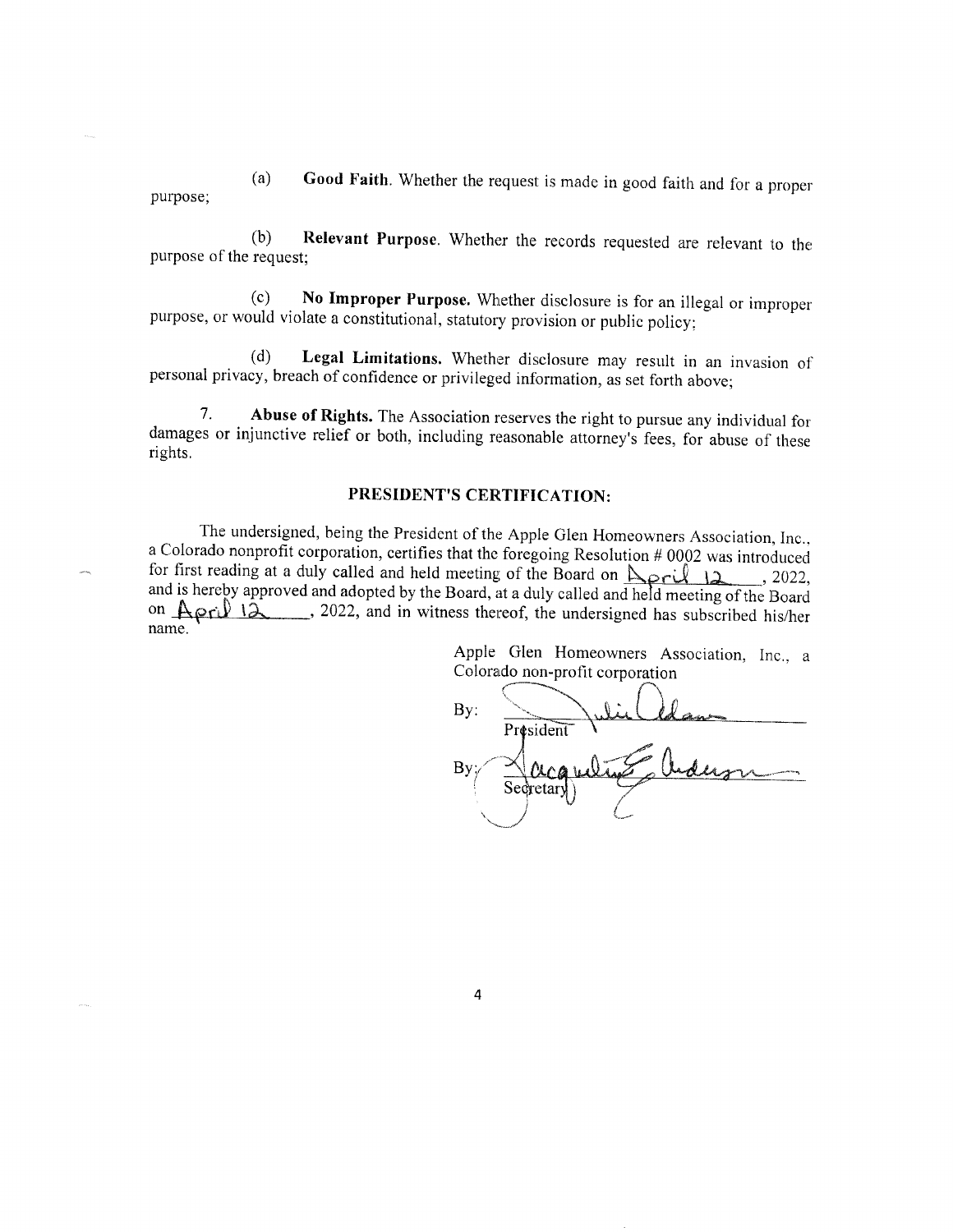(a) **Good Faith**. Whether the request is made in good faith and for a proper purpose;

(b) **Relevant Purpose**. Whether the records requested are relevant to the purpose of the request;

(c) **No Improper Purpose.** Whether disclosure is for an illegal or improper purpose, or would violate a constitutional, statutory provision or public policy;

(d) **Legal Limitations.** Whether disclosure may result in an invasion of personal privacy, breach of confidence or privileged information, as set forth above;

7. **Abuse of Rights.** The Association reserves the right to pursue any individual for damages or injunctive relief or both, including reasonable attorney's fees, for abuse of these rights.

## PRESIDENT'S CERTIFICATION:

The undersigned, being the President of the Apple Glen Homeowners Association, Inc., a Colorado nonprofit corporation, certifies that the foregoing Resolution # 0002 was introduced for first reading at a duly called and held meeting of the Board on April 12, 2022, and is hereby approved and adopted by the Board, at a duly called and held meeting of the Board on April 12, 2022, and in witness thereof, the undersigned has subscribed his/her name.

Apple Glen Homeowners Association, Inc., a Colorado non-profit corporation

By: Julie Oldam
President

By: Jacqueline Anderson
Secretary